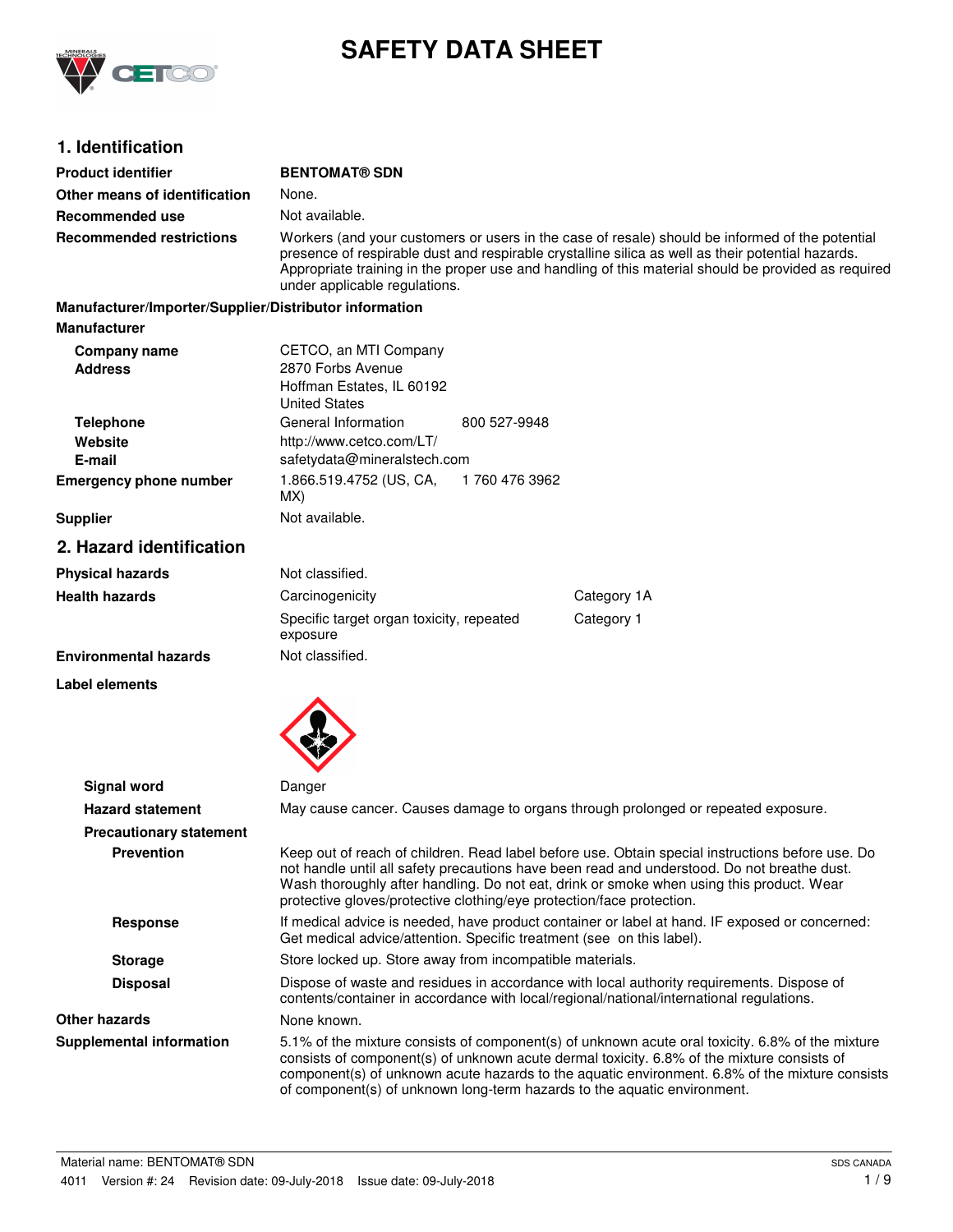# SAFETY DATA SHEET

## 1. Identification

| | |
|---|---|
| **Product identifier** | **BENTOMAT® SDN** |
| **Other means of identification** | None. |
| **Recommended use** | Not available. |
| **Recommended restrictions** | Workers (and your customers or users in the case of resale) should be informed of the potential presence of respirable dust and respirable crystalline silica as well as their potential hazards. Appropriate training in the proper use and handling of this material should be provided as required under applicable regulations. |

**Manufacturer/Importer/Supplier/Distributor information**

**Manufacturer**

| | | |
|---|---|---|
| **Company name** | CETCO, an MTI Company | |
| **Address** | 2870 Forbs Avenue<br>Hoffman Estates, IL 60192<br>United States | |
| **Telephone** | General Information | 800 527-9948 |
| **Website** | http://www.cetco.com/LT/ | |
| **E-mail** | safetydata@mineralstech.com | |
| **Emergency phone number** | 1.866.519.4752 (US, CA, MX) | 1 760 476 3962 |
| **Supplier** | Not available. | |

## 2. Hazard identification

| | | |
|---|---|---|
| **Physical hazards** | Not classified. | |
| **Health hazards** | Carcinogenicity | Category 1A |
| | Specific target organ toxicity, repeated exposure | Category 1 |
| **Environmental hazards** | Not classified. | |

**Label elements**

| | |
|---|---|
| **Signal word** | Danger |
| **Hazard statement** | May cause cancer. Causes damage to organs through prolonged or repeated exposure. |

**Precautionary statement**

| | |
|---|---|
| **Prevention** | Keep out of reach of children. Read label before use. Obtain special instructions before use. Do not handle until all safety precautions have been read and understood. Do not breathe dust. Wash thoroughly after handling. Do not eat, drink or smoke when using this product. Wear protective gloves/protective clothing/eye protection/face protection. |
| **Response** | If medical advice is needed, have product container or label at hand. IF exposed or concerned: Get medical advice/attention. Specific treatment (see on this label). |
| **Storage** | Store locked up. Store away from incompatible materials. |
| **Disposal** | Dispose of waste and residues in accordance with local authority requirements. Dispose of contents/container in accordance with local/regional/national/international regulations. |

| | |
|---|---|
| **Other hazards** | None known. |
| **Supplemental information** | 5.1% of the mixture consists of component(s) of unknown acute oral toxicity. 6.8% of the mixture consists of component(s) of unknown acute dermal toxicity. 6.8% of the mixture consists of component(s) of unknown acute hazards to the aquatic environment. 6.8% of the mixture consists of component(s) of unknown long-term hazards to the aquatic environment. |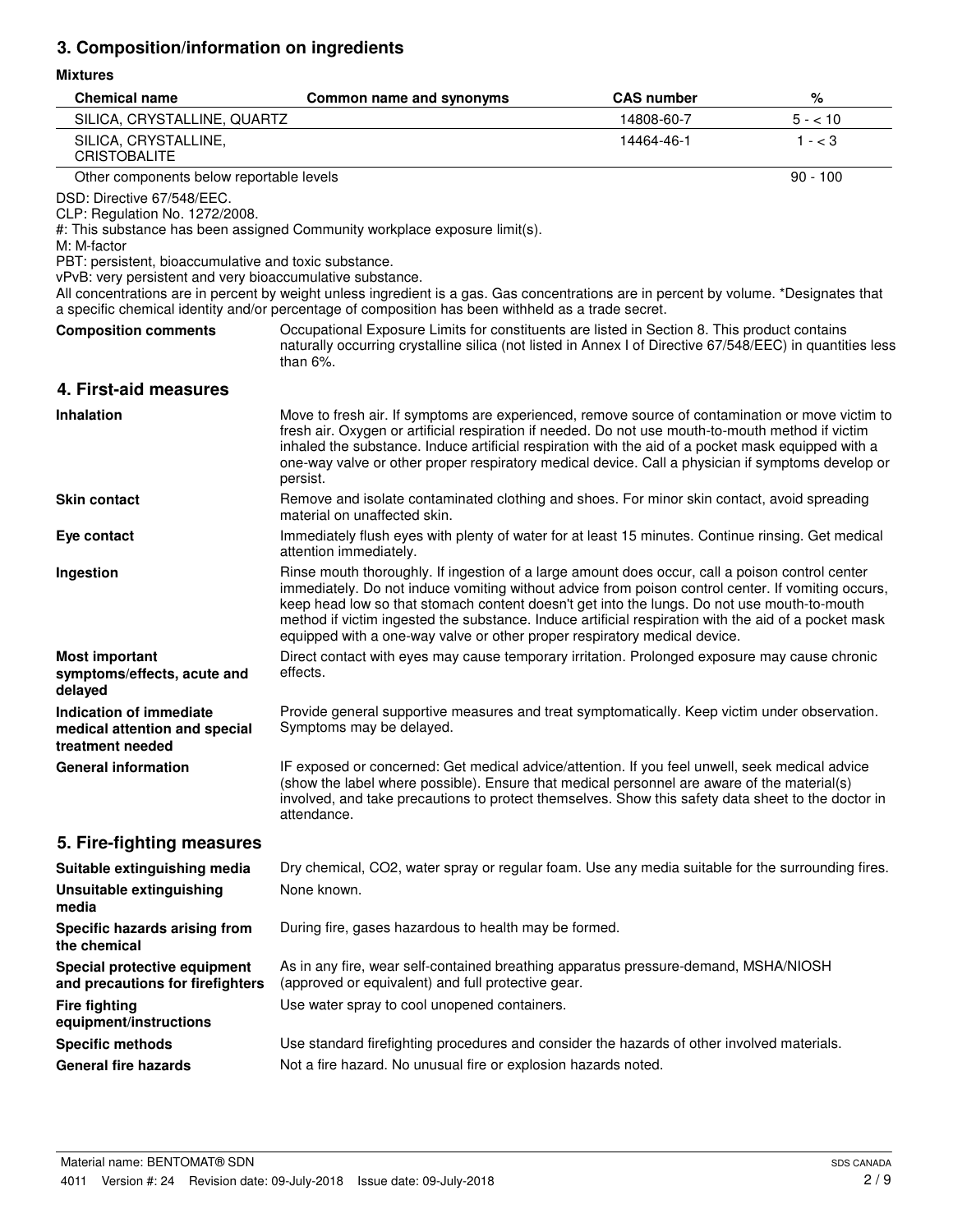## 3. Composition/information on ingredients

**Mixtures**

| Chemical name | Common name and synonyms | CAS number | % |
|---|---|---|---|
| SILICA, CRYSTALLINE, QUARTZ | | 14808-60-7 | 5 - < 10 |
| SILICA, CRYSTALLINE, CRISTOBALITE | | 14464-46-1 | 1 - < 3 |
| Other components below reportable levels | | | 90 - 100 |

DSD: Directive 67/548/EEC.
CLP: Regulation No. 1272/2008.
#: This substance has been assigned Community workplace exposure limit(s).
M: M-factor
PBT: persistent, bioaccumulative and toxic substance.
vPvB: very persistent and very bioaccumulative substance.
All concentrations are in percent by weight unless ingredient is a gas. Gas concentrations are in percent by volume. *Designates that a specific chemical identity and/or percentage of composition has been withheld as a trade secret.

**Composition comments** Occupational Exposure Limits for constituents are listed in Section 8. This product contains naturally occurring crystalline silica (not listed in Annex I of Directive 67/548/EEC) in quantities less than 6%.

## 4. First-aid measures

**Inhalation** Move to fresh air. If symptoms are experienced, remove source of contamination or move victim to fresh air. Oxygen or artificial respiration if needed. Do not use mouth-to-mouth method if victim inhaled the substance. Induce artificial respiration with the aid of a pocket mask equipped with a one-way valve or other proper respiratory medical device. Call a physician if symptoms develop or persist.

**Skin contact** Remove and isolate contaminated clothing and shoes. For minor skin contact, avoid spreading material on unaffected skin.

**Eye contact** Immediately flush eyes with plenty of water for at least 15 minutes. Continue rinsing. Get medical attention immediately.

**Ingestion** Rinse mouth thoroughly. If ingestion of a large amount does occur, call a poison control center immediately. Do not induce vomiting without advice from poison control center. If vomiting occurs, keep head low so that stomach content doesn't get into the lungs. Do not use mouth-to-mouth method if victim ingested the substance. Induce artificial respiration with the aid of a pocket mask equipped with a one-way valve or other proper respiratory medical device.

**Most important symptoms/effects, acute and delayed** Direct contact with eyes may cause temporary irritation. Prolonged exposure may cause chronic effects.

**Indication of immediate medical attention and special treatment needed** Provide general supportive measures and treat symptomatically. Keep victim under observation. Symptoms may be delayed.

**General information** IF exposed or concerned: Get medical advice/attention. If you feel unwell, seek medical advice (show the label where possible). Ensure that medical personnel are aware of the material(s) involved, and take precautions to protect themselves. Show this safety data sheet to the doctor in attendance.

## 5. Fire-fighting measures

**Suitable extinguishing media** Dry chemical, $CO_2$, water spray or regular foam. Use any media suitable for the surrounding fires.

**Unsuitable extinguishing media** None known.

**Specific hazards arising from the chemical** During fire, gases hazardous to health may be formed.

**Special protective equipment and precautions for firefighters** As in any fire, wear self-contained breathing apparatus pressure-demand, MSHA/NIOSH (approved or equivalent) and full protective gear.

**Fire fighting equipment/instructions** Use water spray to cool unopened containers.

**Specific methods** Use standard firefighting procedures and consider the hazards of other involved materials.

**General fire hazards** Not a fire hazard. No unusual fire or explosion hazards noted.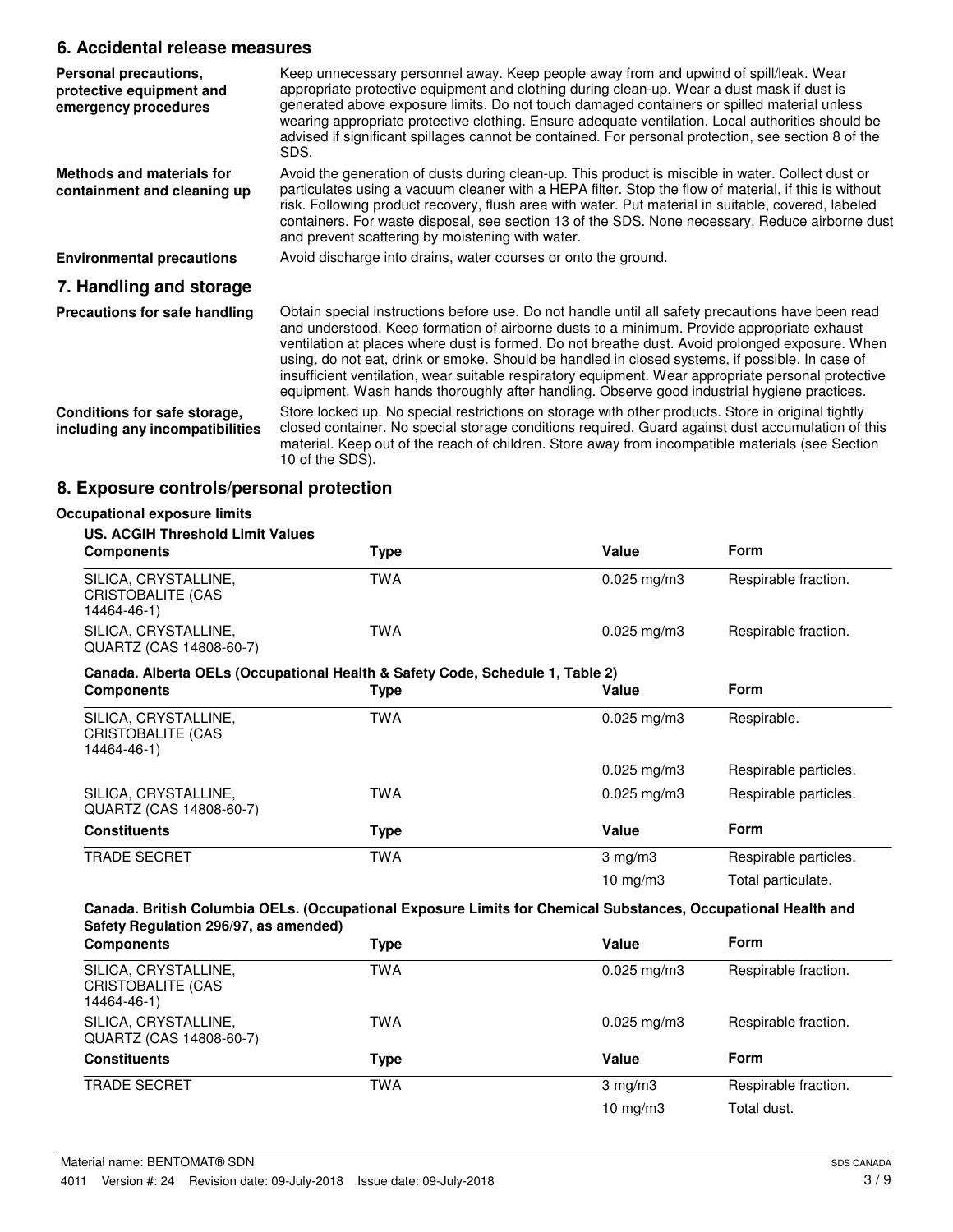## 6. Accidental release measures

**Personal precautions, protective equipment and emergency procedures**

Keep unnecessary personnel away. Keep people away from and upwind of spill/leak. Wear appropriate protective equipment and clothing during clean-up. Wear a dust mask if dust is generated above exposure limits. Do not touch damaged containers or spilled material unless wearing appropriate protective clothing. Ensure adequate ventilation. Local authorities should be advised if significant spillages cannot be contained. For personal protection, see section 8 of the SDS.

**Methods and materials for containment and cleaning up**

Avoid the generation of dusts during clean-up. This product is miscible in water. Collect dust or particulates using a vacuum cleaner with a HEPA filter. Stop the flow of material, if this is without risk. Following product recovery, flush area with water. Put material in suitable, covered, labeled containers. For waste disposal, see section 13 of the SDS. None necessary. Reduce airborne dust and prevent scattering by moistening with water.

**Environmental precautions**

Avoid discharge into drains, water courses or onto the ground.

## 7. Handling and storage

**Precautions for safe handling**

Obtain special instructions before use. Do not handle until all safety precautions have been read and understood. Keep formation of airborne dusts to a minimum. Provide appropriate exhaust ventilation at places where dust is formed. Do not breathe dust. Avoid prolonged exposure. When using, do not eat, drink or smoke. Should be handled in closed systems, if possible. In case of insufficient ventilation, wear suitable respiratory equipment. Wear appropriate personal protective equipment. Wash hands thoroughly after handling. Observe good industrial hygiene practices.

**Conditions for safe storage, including any incompatibilities**

Store locked up. No special restrictions on storage with other products. Store in original tightly closed container. No special storage conditions required. Guard against dust accumulation of this material. Keep out of the reach of children. Store away from incompatible materials (see Section 10 of the SDS).

## 8. Exposure controls/personal protection

**Occupational exposure limits**

**US. ACGIH Threshold Limit Values**

| Components | Type | Value | Form |
|---|---|---|---|
| SILICA, CRYSTALLINE, CRISTOBALITE (CAS 14464-46-1) | TWA | 0.025 mg/m3 | Respirable fraction. |
| SILICA, CRYSTALLINE, QUARTZ (CAS 14808-60-7) | TWA | 0.025 mg/m3 | Respirable fraction. |

**Canada. Alberta OELs (Occupational Health & Safety Code, Schedule 1, Table 2)**

| Components | Type | Value | Form |
|---|---|---|---|
| SILICA, CRYSTALLINE, CRISTOBALITE (CAS 14464-46-1) | TWA | 0.025 mg/m3 | Respirable. |
| | | 0.025 mg/m3 | Respirable particles. |
| SILICA, CRYSTALLINE, QUARTZ (CAS 14808-60-7) | TWA | 0.025 mg/m3 | Respirable particles. |
| **Constituents** | **Type** | **Value** | **Form** |
| TRADE SECRET | TWA | 3 mg/m3 | Respirable particles. |
| | | 10 mg/m3 | Total particulate. |

**Canada. British Columbia OELs. (Occupational Exposure Limits for Chemical Substances, Occupational Health and Safety Regulation 296/97, as amended)**

| Components | Type | Value | Form |
|---|---|---|---|
| SILICA, CRYSTALLINE, CRISTOBALITE (CAS 14464-46-1) | TWA | 0.025 mg/m3 | Respirable fraction. |
| SILICA, CRYSTALLINE, QUARTZ (CAS 14808-60-7) | TWA | 0.025 mg/m3 | Respirable fraction. |
| **Constituents** | **Type** | **Value** | **Form** |
| TRADE SECRET | TWA | 3 mg/m3 | Respirable fraction. |
| | | 10 mg/m3 | Total dust. |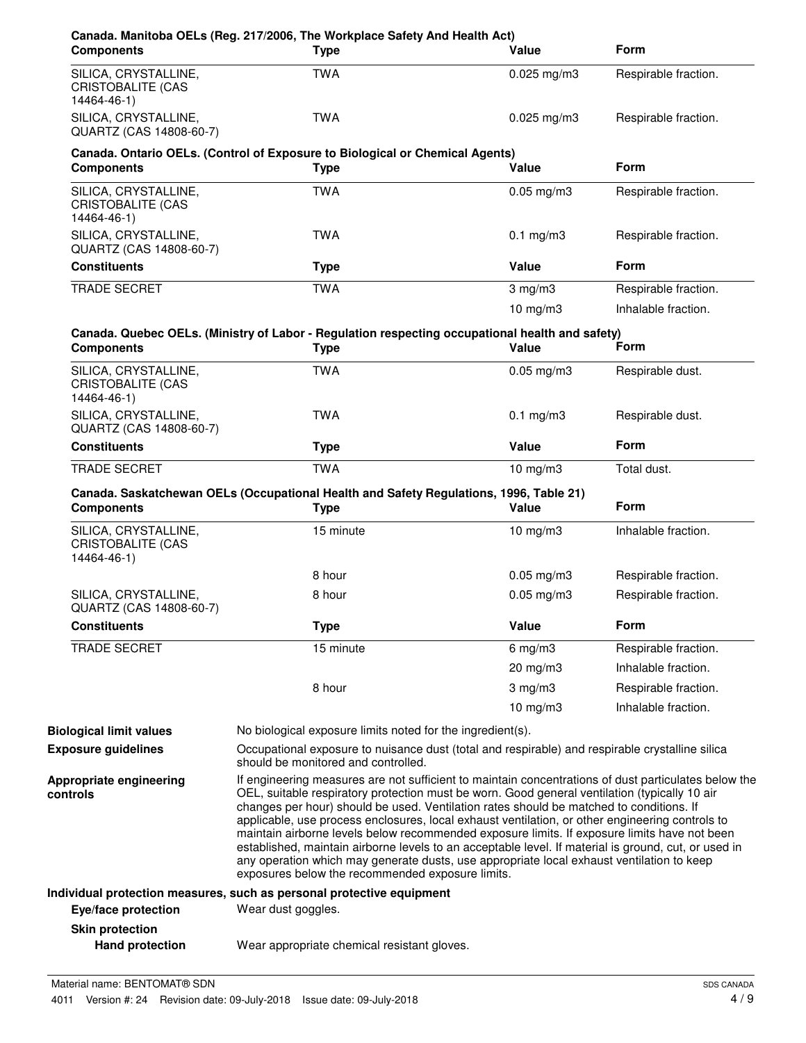**Canada. Manitoba OELs (Reg. 217/2006, The Workplace Safety And Health Act)**

| Components | Type | Value | Form |
|---|---|---|---|
| SILICA, CRYSTALLINE, CRISTOBALITE (CAS 14464-46-1) | TWA | 0.025 mg/m3 | Respirable fraction. |
| SILICA, CRYSTALLINE, QUARTZ (CAS 14808-60-7) | TWA | 0.025 mg/m3 | Respirable fraction. |

**Canada. Ontario OELs. (Control of Exposure to Biological or Chemical Agents)**

| Components | Type | Value | Form |
|---|---|---|---|
| SILICA, CRYSTALLINE, CRISTOBALITE (CAS 14464-46-1) | TWA | 0.05 mg/m3 | Respirable fraction. |
| SILICA, CRYSTALLINE, QUARTZ (CAS 14808-60-7) | TWA | 0.1 mg/m3 | Respirable fraction. |
| **Constituents** | **Type** | **Value** | **Form** |
| TRADE SECRET | TWA | 3 mg/m3 | Respirable fraction. |
| | | 10 mg/m3 | Inhalable fraction. |

**Canada. Quebec OELs. (Ministry of Labor - Regulation respecting occupational health and safety)**

| Components | Type | Value | Form |
|---|---|---|---|
| SILICA, CRYSTALLINE, CRISTOBALITE (CAS 14464-46-1) | TWA | 0.05 mg/m3 | Respirable dust. |
| SILICA, CRYSTALLINE, QUARTZ (CAS 14808-60-7) | TWA | 0.1 mg/m3 | Respirable dust. |
| **Constituents** | **Type** | **Value** | **Form** |
| TRADE SECRET | TWA | 10 mg/m3 | Total dust. |

**Canada. Saskatchewan OELs (Occupational Health and Safety Regulations, 1996, Table 21)**

| Components | Type | Value | Form |
|---|---|---|---|
| SILICA, CRYSTALLINE, CRISTOBALITE (CAS 14464-46-1) | 15 minute | 10 mg/m3 | Inhalable fraction. |
| | 8 hour | 0.05 mg/m3 | Respirable fraction. |
| SILICA, CRYSTALLINE, QUARTZ (CAS 14808-60-7) | 8 hour | 0.05 mg/m3 | Respirable fraction. |
| **Constituents** | **Type** | **Value** | **Form** |
| TRADE SECRET | 15 minute | 6 mg/m3 | Respirable fraction. |
| | | 20 mg/m3 | Inhalable fraction. |
| | 8 hour | 3 mg/m3 | Respirable fraction. |
| | | 10 mg/m3 | Inhalable fraction. |

**Biological limit values** No biological exposure limits noted for the ingredient(s).

**Exposure guidelines** Occupational exposure to nuisance dust (total and respirable) and respirable crystalline silica should be monitored and controlled.

**Appropriate engineering controls** If engineering measures are not sufficient to maintain concentrations of dust particulates below the OEL, suitable respiratory protection must be worn. Good general ventilation (typically 10 air changes per hour) should be used. Ventilation rates should be matched to conditions. If applicable, use process enclosures, local exhaust ventilation, or other engineering controls to maintain airborne levels below recommended exposure limits. If exposure limits have not been established, maintain airborne levels to an acceptable level. If material is ground, cut, or used in any operation which may generate dusts, use appropriate local exhaust ventilation to keep exposures below the recommended exposure limits.

**Individual protection measures, such as personal protective equipment**

**Eye/face protection** Wear dust goggles.

**Skin protection**

**Hand protection** Wear appropriate chemical resistant gloves.

Material name: BENTOMAT® SDN

4011 Version #: 24 Revision date: 09-July-2018 Issue date: 09-July-2018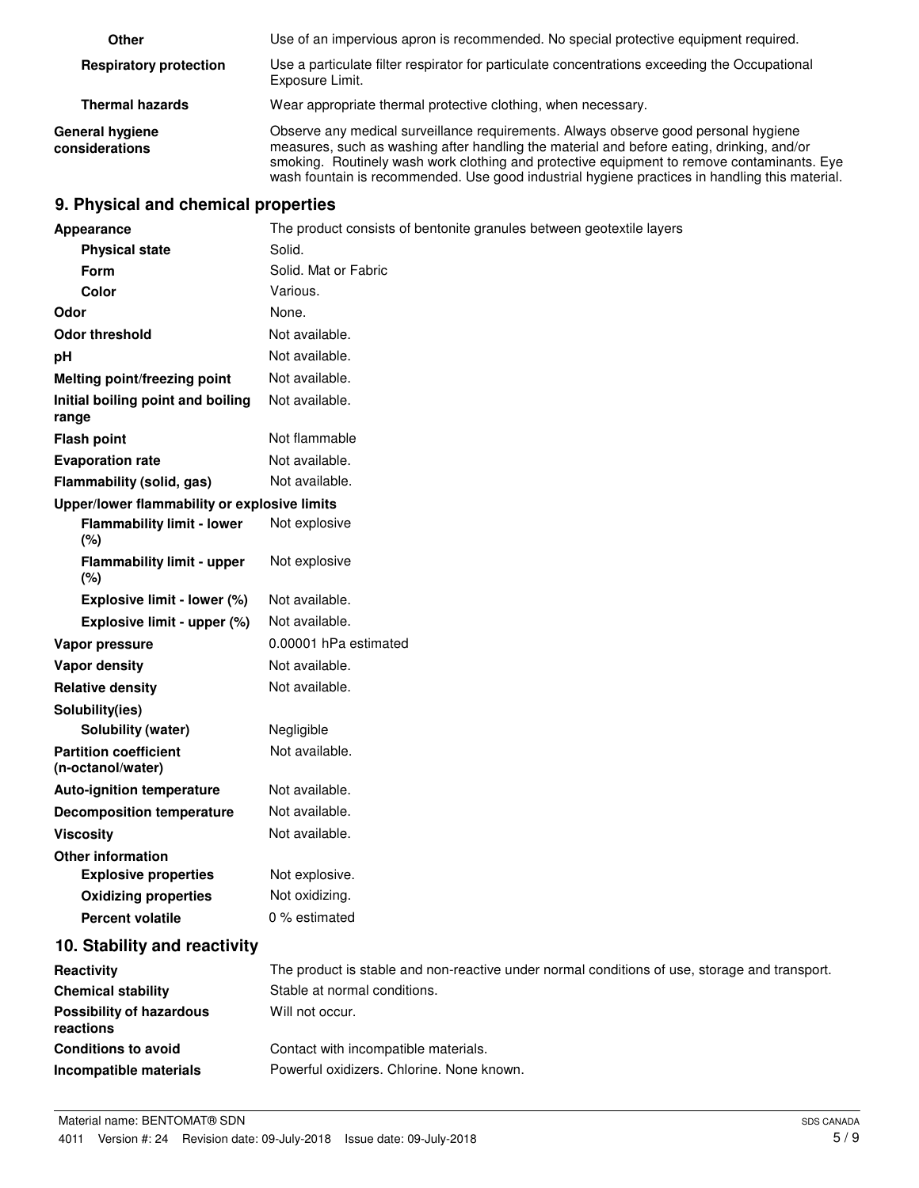| | |
|---|---|
| **Other** | Use of an impervious apron is recommended. No special protective equipment required. |
| **Respiratory protection** | Use a particulate filter respirator for particulate concentrations exceeding the Occupational Exposure Limit. |
| **Thermal hazards** | Wear appropriate thermal protective clothing, when necessary. |
| **General hygiene considerations** | Observe any medical surveillance requirements. Always observe good personal hygiene measures, such as washing after handling the material and before eating, drinking, and/or smoking. Routinely wash work clothing and protective equipment to remove contaminants. Eye wash fountain is recommended. Use good industrial hygiene practices in handling this material. |

## 9. Physical and chemical properties

| | |
|---|---|
| **Appearance** | The product consists of bentonite granules between geotextile layers |
| **Physical state** | Solid. |
| **Form** | Solid. Mat or Fabric |
| **Color** | Various. |
| **Odor** | None. |
| **Odor threshold** | Not available. |
| **pH** | Not available. |
| **Melting point/freezing point** | Not available. |
| **Initial boiling point and boiling range** | Not available. |
| **Flash point** | Not flammable |
| **Evaporation rate** | Not available. |
| **Flammability (solid, gas)** | Not available. |
| **Upper/lower flammability or explosive limits** | |
| **Flammability limit - lower (%)** | Not explosive |
| **Flammability limit - upper (%)** | Not explosive |
| **Explosive limit - lower (%)** | Not available. |
| **Explosive limit - upper (%)** | Not available. |
| **Vapor pressure** | 0.00001 hPa estimated |
| **Vapor density** | Not available. |
| **Relative density** | Not available. |
| **Solubility(ies)** | |
| **Solubility (water)** | Negligible |
| **Partition coefficient (n-octanol/water)** | Not available. |
| **Auto-ignition temperature** | Not available. |
| **Decomposition temperature** | Not available. |
| **Viscosity** | Not available. |
| **Other information** | |
| **Explosive properties** | Not explosive. |
| **Oxidizing properties** | Not oxidizing. |
| **Percent volatile** | 0 % estimated |

## 10. Stability and reactivity

| | |
|---|---|
| **Reactivity** | The product is stable and non-reactive under normal conditions of use, storage and transport. |
| **Chemical stability** | Stable at normal conditions. |
| **Possibility of hazardous reactions** | Will not occur. |
| **Conditions to avoid** | Contact with incompatible materials. |
| **Incompatible materials** | Powerful oxidizers. Chlorine. None known. |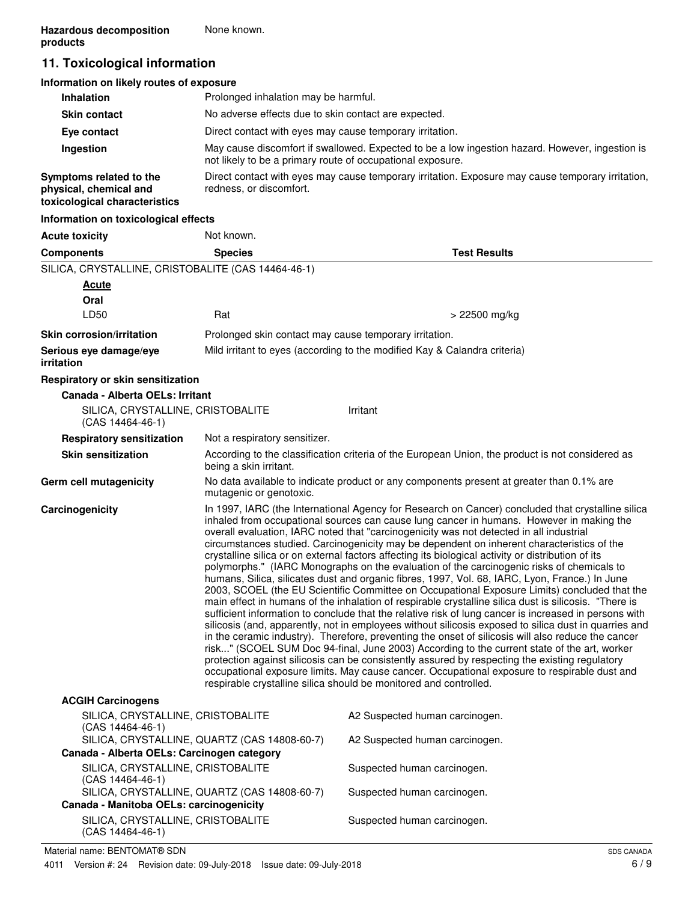**Hazardous decomposition products** None known.

## 11. Toxicological information

### Information on likely routes of exposure

**Inhalation** Prolonged inhalation may be harmful.

**Skin contact** No adverse effects due to skin contact are expected.

**Eye contact** Direct contact with eyes may cause temporary irritation.

**Ingestion** May cause discomfort if swallowed. Expected to be a low ingestion hazard. However, ingestion is not likely to be a primary route of occupational exposure.

**Symptoms related to the physical, chemical and toxicological characteristics** Direct contact with eyes may cause temporary irritation. Exposure may cause temporary irritation, redness, or discomfort.

### Information on toxicological effects

**Acute toxicity** Not known.

| Components | Species | Test Results |
|---|---|---|
| SILICA, CRYSTALLINE, CRISTOBALITE (CAS 14464-46-1) | | |
| **Acute** | | |
| **Oral** | | |
| LD50 | Rat | > 22500 mg/kg |

**Skin corrosion/irritation** Prolonged skin contact may cause temporary irritation.

**Serious eye damage/eye irritation** Mild irritant to eyes (according to the modified Kay & Calandra criteria)

**Respiratory or skin sensitization**

**Canada - Alberta OELs: Irritant**

| | |
|---|---|
| SILICA, CRYSTALLINE, CRISTOBALITE (CAS 14464-46-1) | Irritant |

**Respiratory sensitization** Not a respiratory sensitizer.

**Skin sensitization** According to the classification criteria of the European Union, the product is not considered as being a skin irritant.

**Germ cell mutagenicity** No data available to indicate product or any components present at greater than 0.1% are mutagenic or genotoxic.

**Carcinogenicity** In 1997, IARC (the International Agency for Research on Cancer) concluded that crystalline silica inhaled from occupational sources can cause lung cancer in humans. However in making the overall evaluation, IARC noted that "carcinogenicity was not detected in all industrial circumstances studied. Carcinogenicity may be dependent on inherent characteristics of the crystalline silica or on external factors affecting its biological activity or distribution of its polymorphs." (IARC Monographs on the evaluation of the carcinogenic risks of chemicals to humans, Silica, silicates dust and organic fibres, 1997, Vol. 68, IARC, Lyon, France.) In June 2003, SCOEL (the EU Scientific Committee on Occupational Exposure Limits) concluded that the main effect in humans of the inhalation of respirable crystalline silica dust is silicosis. "There is sufficient information to conclude that the relative risk of lung cancer is increased in persons with silicosis (and, apparently, not in employees without silicosis exposed to silica dust in quarries and in the ceramic industry). Therefore, preventing the onset of silicosis will also reduce the cancer risk..." (SCOEL SUM Doc 94-final, June 2003) According to the current state of the art, worker protection against silicosis can be consistently assured by respecting the existing regulatory occupational exposure limits. May cause cancer. Occupational exposure to respirable dust and respirable crystalline silica should be monitored and controlled.

**ACGIH Carcinogens**

| | |
|---|---|
| SILICA, CRYSTALLINE, CRISTOBALITE (CAS 14464-46-1) | A2 Suspected human carcinogen. |
| SILICA, CRYSTALLINE, QUARTZ (CAS 14808-60-7) | A2 Suspected human carcinogen. |

**Canada - Alberta OELs: Carcinogen category**

| | |
|---|---|
| SILICA, CRYSTALLINE, CRISTOBALITE (CAS 14464-46-1) | Suspected human carcinogen. |
| SILICA, CRYSTALLINE, QUARTZ (CAS 14808-60-7) | Suspected human carcinogen. |

**Canada - Manitoba OELs: carcinogenicity**

| | |
|---|---|
| SILICA, CRYSTALLINE, CRISTOBALITE (CAS 14464-46-1) | Suspected human carcinogen. |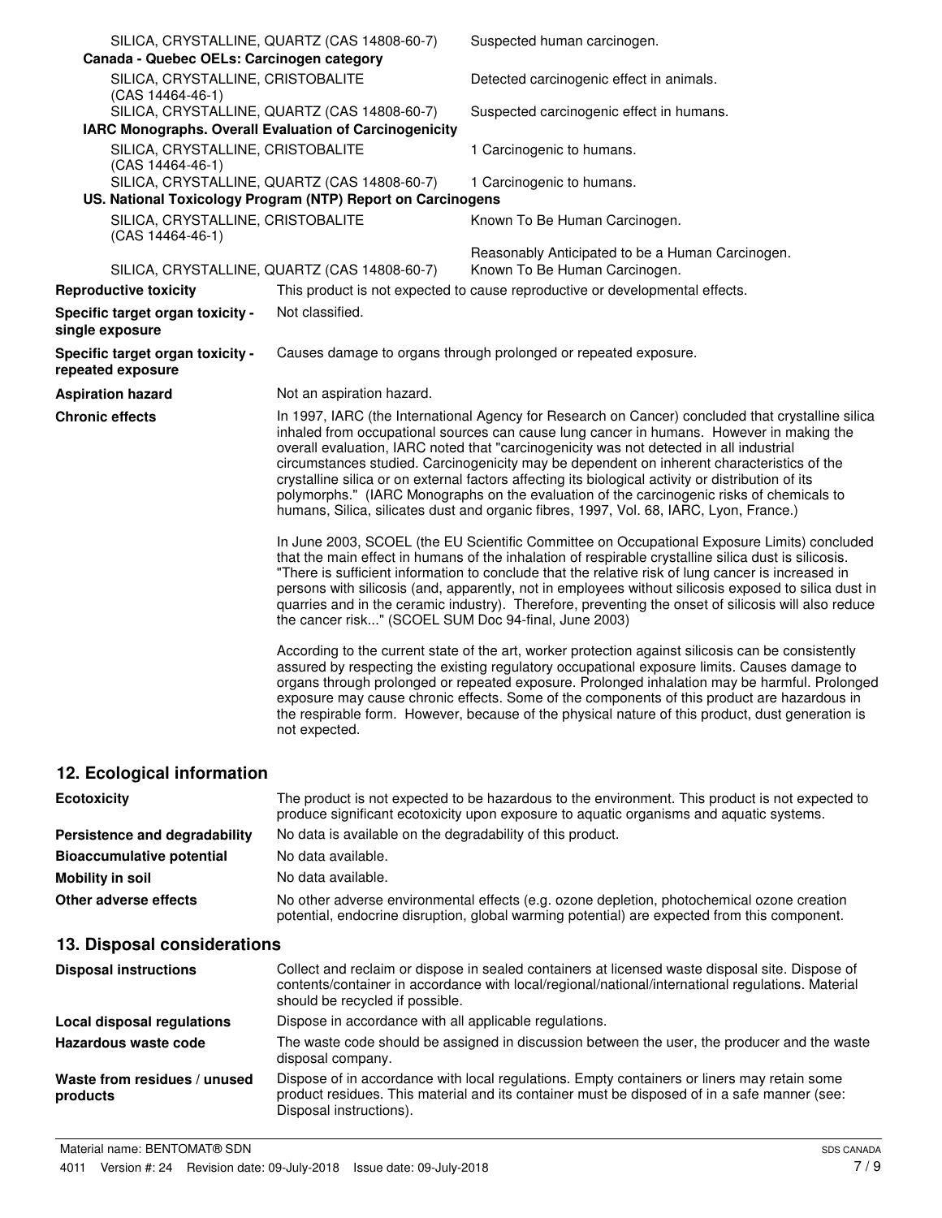| | |
|---|---|
| SILICA, CRYSTALLINE, QUARTZ (CAS 14808-60-7) | Suspected human carcinogen. |
| **Canada - Quebec OELs: Carcinogen category** | |
| SILICA, CRYSTALLINE, CRISTOBALITE (CAS 14464-46-1) | Detected carcinogenic effect in animals. |
| SILICA, CRYSTALLINE, QUARTZ (CAS 14808-60-7) | Suspected carcinogenic effect in humans. |
| **IARC Monographs. Overall Evaluation of Carcinogenicity** | |
| SILICA, CRYSTALLINE, CRISTOBALITE (CAS 14464-46-1) | 1 Carcinogenic to humans. |
| SILICA, CRYSTALLINE, QUARTZ (CAS 14808-60-7) | 1 Carcinogenic to humans. |
| **US. National Toxicology Program (NTP) Report on Carcinogens** | |
| SILICA, CRYSTALLINE, CRISTOBALITE (CAS 14464-46-1) | Known To Be Human Carcinogen. |
| | Reasonably Anticipated to be a Human Carcinogen. |
| SILICA, CRYSTALLINE, QUARTZ (CAS 14808-60-7) | Known To Be Human Carcinogen. |

**Reproductive toxicity** This product is not expected to cause reproductive or developmental effects.

**Specific target organ toxicity - single exposure** Not classified.

**Specific target organ toxicity - repeated exposure** Causes damage to organs through prolonged or repeated exposure.

**Aspiration hazard** Not an aspiration hazard.

**Chronic effects** In 1997, IARC (the International Agency for Research on Cancer) concluded that crystalline silica inhaled from occupational sources can cause lung cancer in humans. However in making the overall evaluation, IARC noted that "carcinogenicity was not detected in all industrial circumstances studied. Carcinogenicity may be dependent on inherent characteristics of the crystalline silica or on external factors affecting its biological activity or distribution of its polymorphs." (IARC Monographs on the evaluation of the carcinogenic risks of chemicals to humans, Silica, silicates dust and organic fibres, 1997, Vol. 68, IARC, Lyon, France.)

In June 2003, SCOEL (the EU Scientific Committee on Occupational Exposure Limits) concluded that the main effect in humans of the inhalation of respirable crystalline silica dust is silicosis. "There is sufficient information to conclude that the relative risk of lung cancer is increased in persons with silicosis (and, apparently, not in employees without silicosis exposed to silica dust in quarries and in the ceramic industry). Therefore, preventing the onset of silicosis will also reduce the cancer risk..." (SCOEL SUM Doc 94-final, June 2003)

According to the current state of the art, worker protection against silicosis can be consistently assured by respecting the existing regulatory occupational exposure limits. Causes damage to organs through prolonged or repeated exposure. Prolonged inhalation may be harmful. Prolonged exposure may cause chronic effects. Some of the components of this product are hazardous in the respirable form. However, because of the physical nature of this product, dust generation is not expected.

## 12. Ecological information

**Ecotoxicity** The product is not expected to be hazardous to the environment. This product is not expected to produce significant ecotoxicity upon exposure to aquatic organisms and aquatic systems.

**Persistence and degradability** No data is available on the degradability of this product.

**Bioaccumulative potential** No data available.

**Mobility in soil** No data available.

**Other adverse effects** No other adverse environmental effects (e.g. ozone depletion, photochemical ozone creation potential, endocrine disruption, global warming potential) are expected from this component.

## 13. Disposal considerations

**Disposal instructions** Collect and reclaim or dispose in sealed containers at licensed waste disposal site. Dispose of contents/container in accordance with local/regional/national/international regulations. Material should be recycled if possible.

**Local disposal regulations** Dispose in accordance with all applicable regulations.

**Hazardous waste code** The waste code should be assigned in discussion between the user, the producer and the waste disposal company.

**Waste from residues / unused products** Dispose of in accordance with local regulations. Empty containers or liners may retain some product residues. This material and its container must be disposed of in a safe manner (see: Disposal instructions).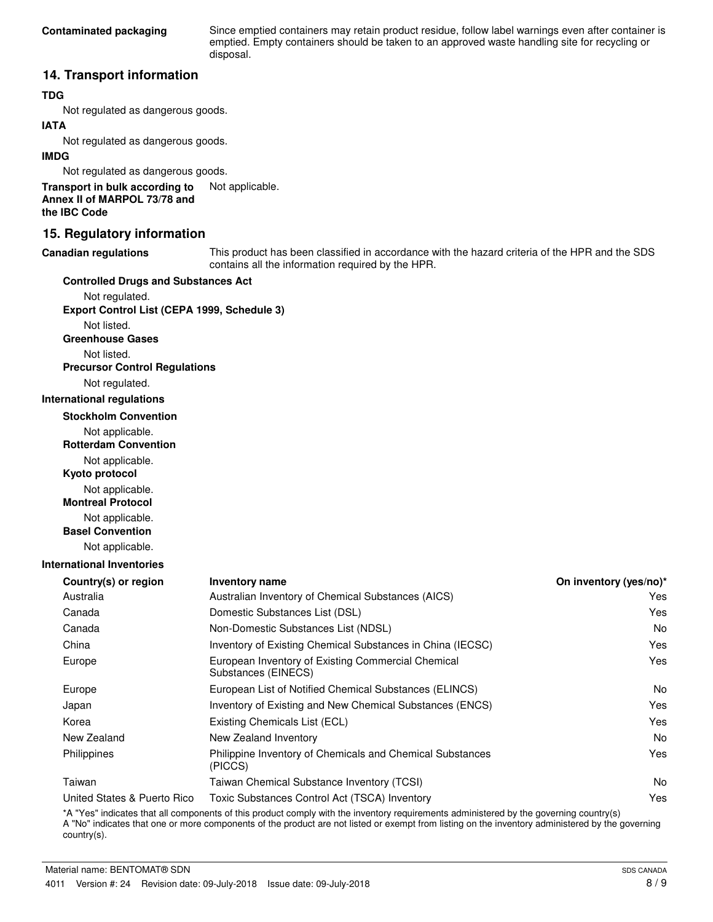**Contaminated packaging** Since emptied containers may retain product residue, follow label warnings even after container is emptied. Empty containers should be taken to an approved waste handling site for recycling or disposal.

## 14. Transport information

**TDG**

Not regulated as dangerous goods.

**IATA**

Not regulated as dangerous goods.

**IMDG**

Not regulated as dangerous goods.

**Transport in bulk according to Annex II of MARPOL 73/78 and the IBC Code** Not applicable.

## 15. Regulatory information

**Canadian regulations** This product has been classified in accordance with the hazard criteria of the HPR and the SDS contains all the information required by the HPR.

**Controlled Drugs and Substances Act**

Not regulated.

**Export Control List (CEPA 1999, Schedule 3)**

Not listed.

**Greenhouse Gases**

Not listed.

**Precursor Control Regulations**

Not regulated.

**International regulations**

**Stockholm Convention**

Not applicable.

**Rotterdam Convention**

Not applicable.

**Kyoto protocol**

Not applicable.

**Montreal Protocol**

Not applicable.

**Basel Convention**

Not applicable.

**International Inventories**

| Country(s) or region | Inventory name | On inventory (yes/no)* |
|---|---|---|
| Australia | Australian Inventory of Chemical Substances (AICS) | Yes |
| Canada | Domestic Substances List (DSL) | Yes |
| Canada | Non-Domestic Substances List (NDSL) | No |
| China | Inventory of Existing Chemical Substances in China (IECSC) | Yes |
| Europe | European Inventory of Existing Commercial Chemical Substances (EINECS) | Yes |
| Europe | European List of Notified Chemical Substances (ELINCS) | No |
| Japan | Inventory of Existing and New Chemical Substances (ENCS) | Yes |
| Korea | Existing Chemicals List (ECL) | Yes |
| New Zealand | New Zealand Inventory | No |
| Philippines | Philippine Inventory of Chemicals and Chemical Substances (PICCS) | Yes |
| Taiwan | Taiwan Chemical Substance Inventory (TCSI) | No |
| United States & Puerto Rico | Toxic Substances Control Act (TSCA) Inventory | Yes |

*A "Yes" indicates that all components of this product comply with the inventory requirements administered by the governing country(s)
A "No" indicates that one or more components of the product are not listed or exempt from listing on the inventory administered by the governing country(s).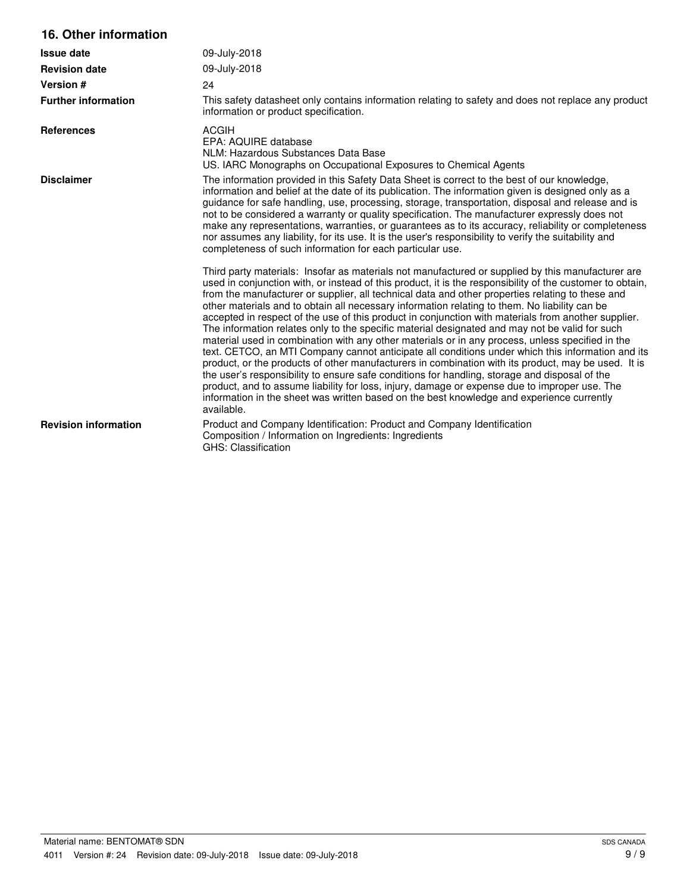## 16. Other information

| | |
|---|---|
| **Issue date** | 09-July-2018 |
| **Revision date** | 09-July-2018 |
| **Version #** | 24 |
| **Further information** | This safety datasheet only contains information relating to safety and does not replace any product information or product specification. |
| **References** | ACGIH<br>EPA: AQUIRE database<br>NLM: Hazardous Substances Data Base<br>US. IARC Monographs on Occupational Exposures to Chemical Agents |
| **Disclaimer** | The information provided in this Safety Data Sheet is correct to the best of our knowledge, information and belief at the date of its publication. The information given is designed only as a guidance for safe handling, use, processing, storage, transportation, disposal and release and is not to be considered a warranty or quality specification. The manufacturer expressly does not make any representations, warranties, or guarantees as to its accuracy, reliability or completeness nor assumes any liability, for its use. It is the user's responsibility to verify the suitability and completeness of such information for each particular use.<br><br>Third party materials: Insofar as materials not manufactured or supplied by this manufacturer are used in conjunction with, or instead of this product, it is the responsibility of the customer to obtain, from the manufacturer or supplier, all technical data and other properties relating to these and other materials and to obtain all necessary information relating to them. No liability can be accepted in respect of the use of this product in conjunction with materials from another supplier. The information relates only to the specific material designated and may not be valid for such material used in combination with any other materials or in any process, unless specified in the text. CETCO, an MTI Company cannot anticipate all conditions under which this information and its product, or the products of other manufacturers in combination with its product, may be used. It is the user's responsibility to ensure safe conditions for handling, storage and disposal of the product, and to assume liability for loss, injury, damage or expense due to improper use. The information in the sheet was written based on the best knowledge and experience currently available. |
| **Revision information** | Product and Company Identification: Product and Company Identification<br>Composition / Information on Ingredients: Ingredients<br>GHS: Classification |